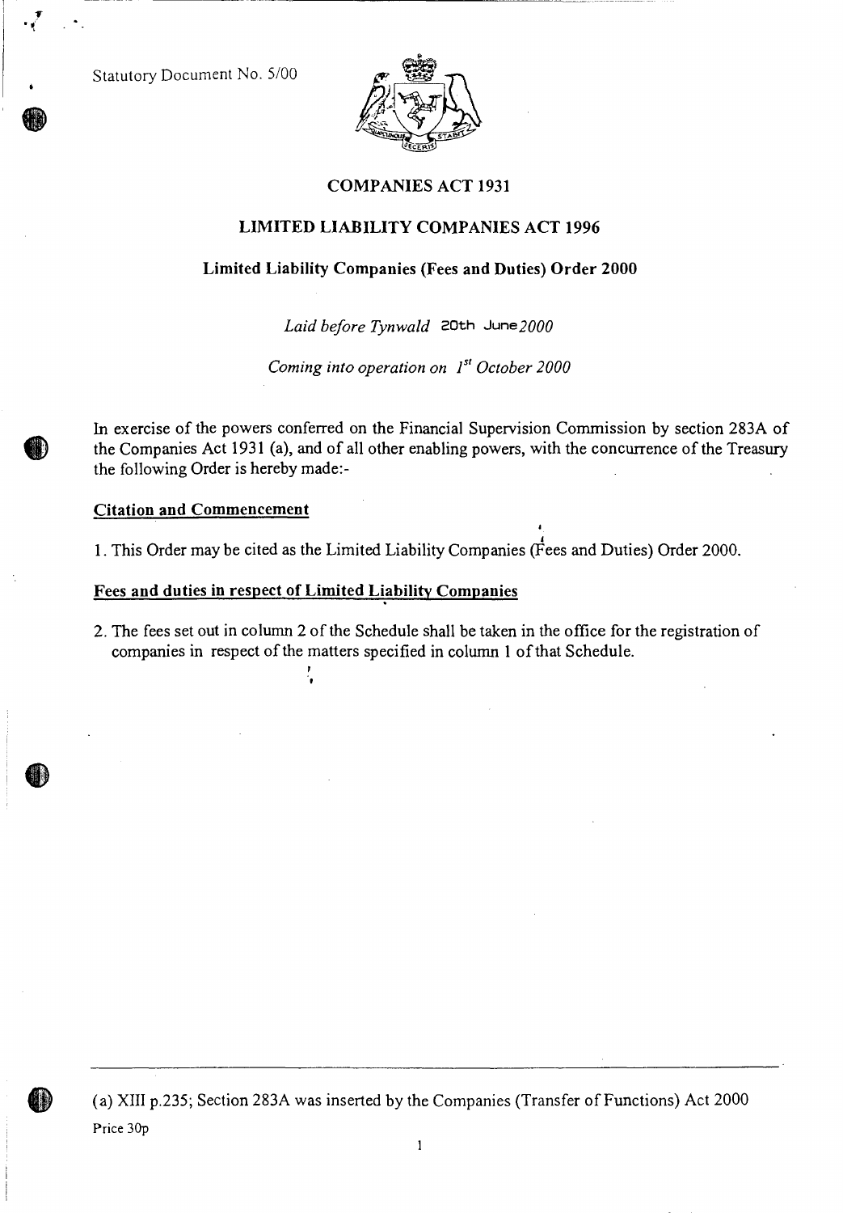Statutory Document No. 5/00

## COMPANIES ACT 1931

## LIMITED LIABILITY COMPANIES ACT 1996

### Limited Liability Companies (Fees and Duties) Order 2000

*Laid before Tynwald 20th June 2000*

*Coming into operation on 1st October 2000*

In exercise of the powers conferred on the Financial Supervision Commission by section 283A of the Companies Act 1931 (a), and of all other enabling powers, with the concurrence of the Treasury the following Order is hereby made:-

**Citation and Commencement**

1. This Order may be cited as the Limited Liability Companies (Fees and Duties) Order 2000.

**Fees and duties in respect of Limited Liability Companies**

2. The fees set out in column 2 of the Schedule shall be taken in the office for the registration of companies in respect of the matters specified in column 1 of that Schedule.

(a) XIII p.235; Section 283A was inserted by the Companies (Transfer of Functions) Act 2000

Price 30p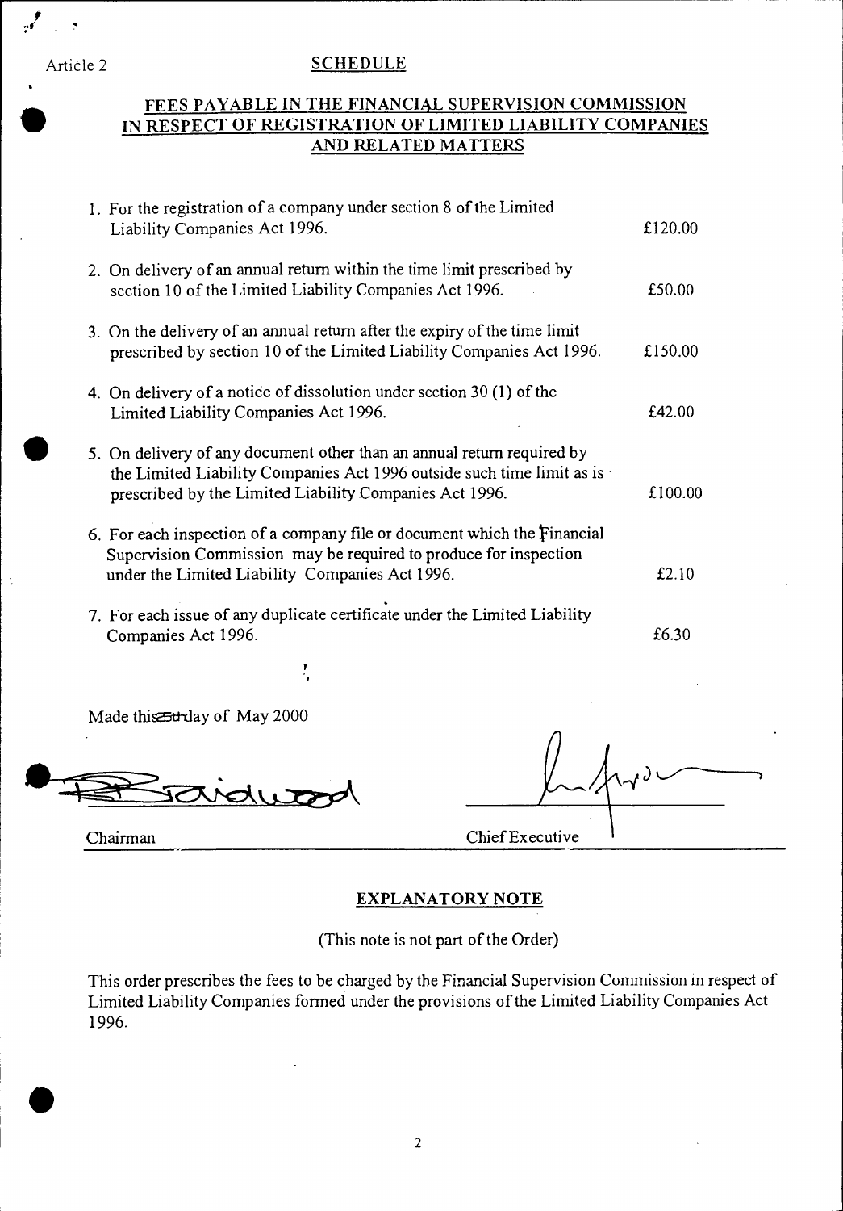Article 2

## SCHEDULE

## FEES PAYABLE IN THE FINANCIAL SUPERVISION COMMISSION IN RESPECT OF REGISTRATION OF LIMITED LIABILITY COMPANIES AND RELATED MATTERS

| | |
|---|---|
| 1. For the registration of a company under section 8 of the Limited Liability Companies Act 1996. | £120.00 |
| 2. On delivery of an annual return within the time limit prescribed by section 10 of the Limited Liability Companies Act 1996. | £50.00 |
| 3. On the delivery of an annual return after the expiry of the time limit prescribed by section 10 of the Limited Liability Companies Act 1996. | £150.00 |
| 4. On delivery of a notice of dissolution under section 30 (1) of the Limited Liability Companies Act 1996. | £42.00 |
| 5. On delivery of any document other than an annual return required by the Limited Liability Companies Act 1996 outside such time limit as is prescribed by the Limited Liability Companies Act 1996. | £100.00 |
| 6. For each inspection of a company file or document which the Financial Supervision Commission may be required to produce for inspection under the Limited Liability Companies Act 1996. | £2.10 |
| 7. For each issue of any duplicate certificate under the Limited Liability Companies Act 1996. | £6.30 |

Made this 25th day of May 2000

Chairman

Chief Executive

## EXPLANATORY NOTE

(This note is not part of the Order)

This order prescribes the fees to be charged by the Financial Supervision Commission in respect of Limited Liability Companies formed under the provisions of the Limited Liability Companies Act 1996.